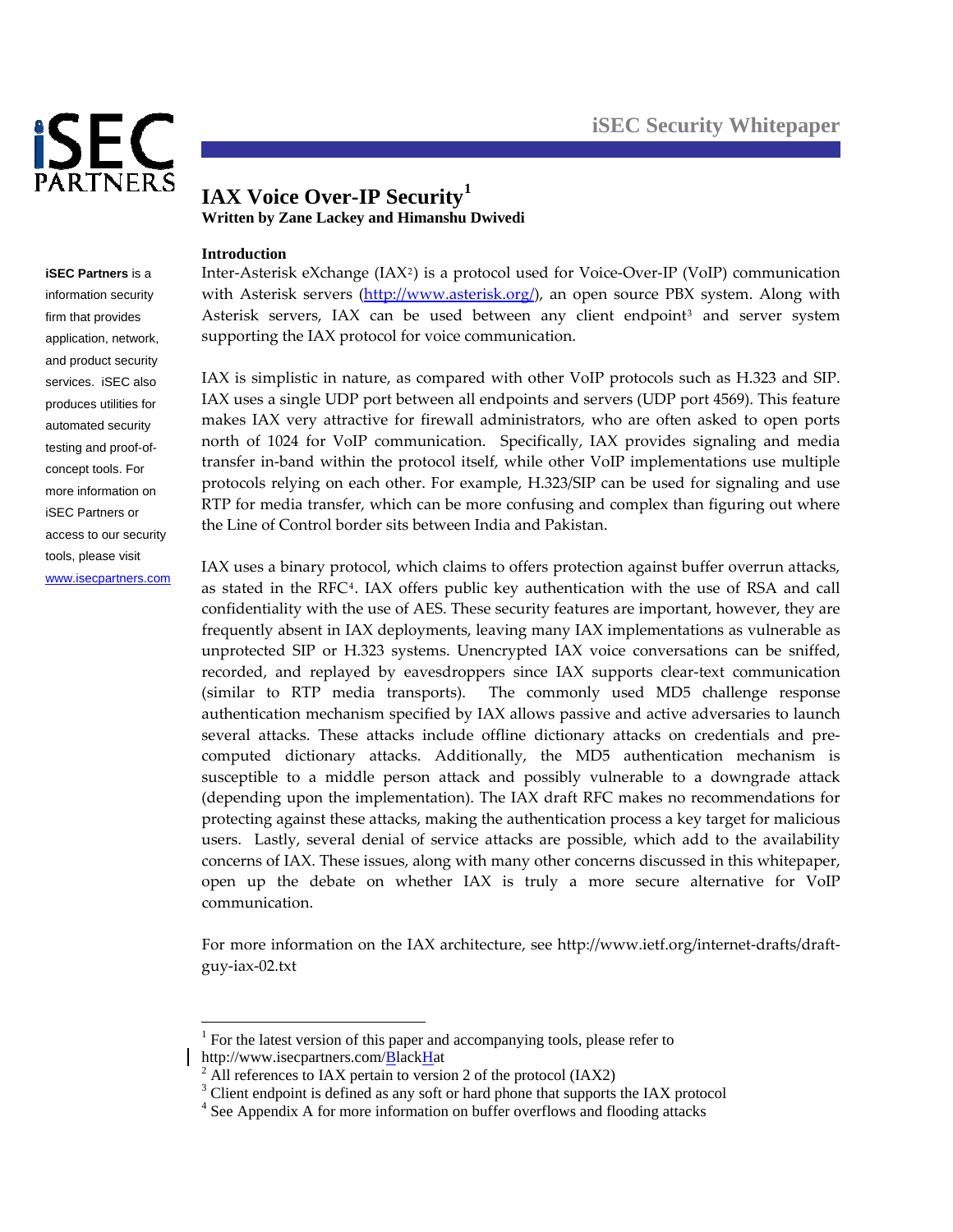# IAX Voice Over-IP Security[1]

**Written by Zane Lackey and Himanshu Dwivedi**

**iSEC Partners** is a information security firm that provides application, network, and product security services. iSEC also produces utilities for automated security testing and proof-of-concept tools. For more information on iSEC Partners or access to our security tools, please visit www.isecpartners.com

## Introduction

Inter-Asterisk eXchange (IAX[2]) is a protocol used for Voice-Over-IP (VoIP) communication with Asterisk servers (http://www.asterisk.org/), an open source PBX system. Along with Asterisk servers, IAX can be used between any client endpoint[3] and server system supporting the IAX protocol for voice communication.

IAX is simplistic in nature, as compared with other VoIP protocols such as H.323 and SIP. IAX uses a single UDP port between all endpoints and servers (UDP port 4569). This feature makes IAX very attractive for firewall administrators, who are often asked to open ports north of 1024 for VoIP communication. Specifically, IAX provides signaling and media transfer in-band within the protocol itself, while other VoIP implementations use multiple protocols relying on each other. For example, H.323/SIP can be used for signaling and use RTP for media transfer, which can be more confusing and complex than figuring out where the Line of Control border sits between India and Pakistan.

IAX uses a binary protocol, which claims to offers protection against buffer overrun attacks, as stated in the RFC[4]. IAX offers public key authentication with the use of RSA and call confidentiality with the use of AES. These security features are important, however, they are frequently absent in IAX deployments, leaving many IAX implementations as vulnerable as unprotected SIP or H.323 systems. Unencrypted IAX voice conversations can be sniffed, recorded, and replayed by eavesdroppers since IAX supports clear-text communication (similar to RTP media transports). The commonly used MD5 challenge response authentication mechanism specified by IAX allows passive and active adversaries to launch several attacks. These attacks include offline dictionary attacks on credentials and pre-computed dictionary attacks. Additionally, the MD5 authentication mechanism is susceptible to a middle person attack and possibly vulnerable to a downgrade attack (depending upon the implementation). The IAX draft RFC makes no recommendations for protecting against these attacks, making the authentication process a key target for malicious users. Lastly, several denial of service attacks are possible, which add to the availability concerns of IAX. These issues, along with many other concerns discussed in this whitepaper, open up the debate on whether IAX is truly a more secure alternative for VoIP communication.

For more information on the IAX architecture, see http://www.ietf.org/internet-drafts/draft-guy-iax-02.txt

---

[1] For the latest version of this paper and accompanying tools, please refer to http://www.isecpartners.com/BlackHat

[2] All references to IAX pertain to version 2 of the protocol (IAX2)

[3] Client endpoint is defined as any soft or hard phone that supports the IAX protocol

[4] See Appendix A for more information on buffer overflows and flooding attacks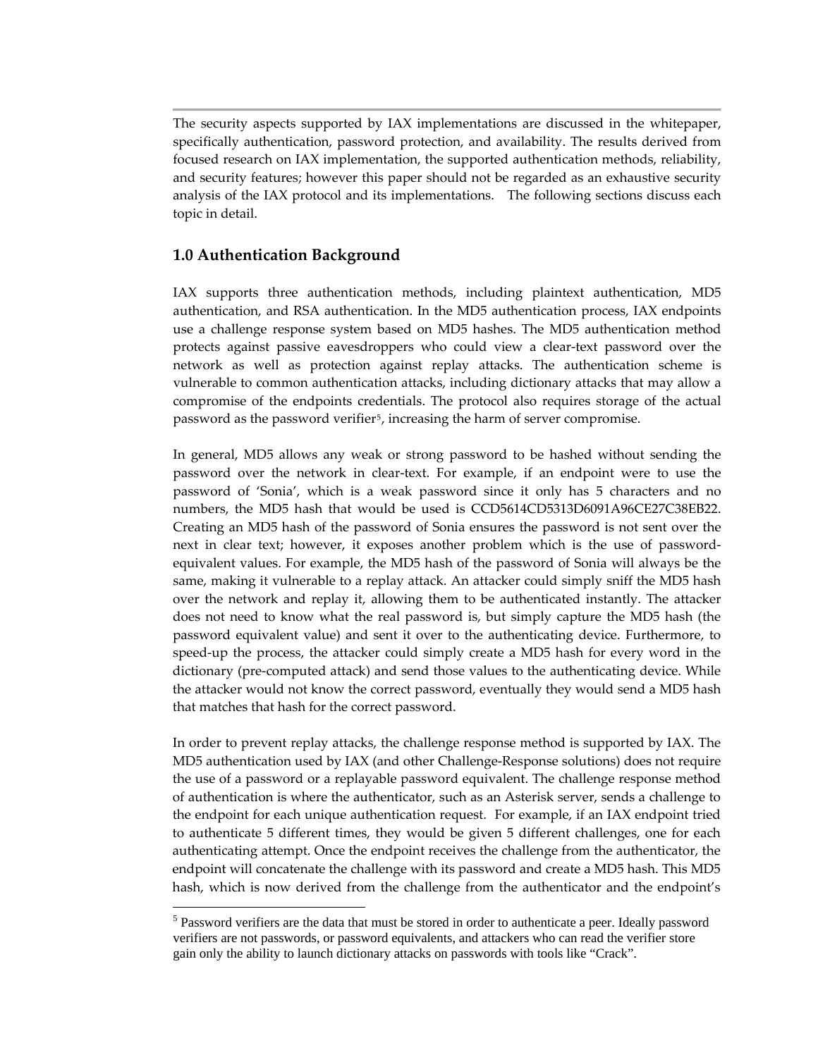The security aspects supported by IAX implementations are discussed in the whitepaper, specifically authentication, password protection, and availability. The results derived from focused research on IAX implementation, the supported authentication methods, reliability, and security features; however this paper should not be regarded as an exhaustive security analysis of the IAX protocol and its implementations. The following sections discuss each topic in detail.

## 1.0 Authentication Background

IAX supports three authentication methods, including plaintext authentication, MD5 authentication, and RSA authentication. In the MD5 authentication process, IAX endpoints use a challenge response system based on MD5 hashes. The MD5 authentication method protects against passive eavesdroppers who could view a clear-text password over the network as well as protection against replay attacks. The authentication scheme is vulnerable to common authentication attacks, including dictionary attacks that may allow a compromise of the endpoints credentials. The protocol also requires storage of the actual password as the password verifier[5], increasing the harm of server compromise.

In general, MD5 allows any weak or strong password to be hashed without sending the password over the network in clear-text. For example, if an endpoint were to use the password of 'Sonia', which is a weak password since it only has 5 characters and no numbers, the MD5 hash that would be used is CCD5614CD5313D6091A96CE27C38EB22. Creating an MD5 hash of the password of Sonia ensures the password is not sent over the next in clear text; however, it exposes another problem which is the use of password-equivalent values. For example, the MD5 hash of the password of Sonia will always be the same, making it vulnerable to a replay attack. An attacker could simply sniff the MD5 hash over the network and replay it, allowing them to be authenticated instantly. The attacker does not need to know what the real password is, but simply capture the MD5 hash (the password equivalent value) and sent it over to the authenticating device. Furthermore, to speed-up the process, the attacker could simply create a MD5 hash for every word in the dictionary (pre-computed attack) and send those values to the authenticating device. While the attacker would not know the correct password, eventually they would send a MD5 hash that matches that hash for the correct password.

In order to prevent replay attacks, the challenge response method is supported by IAX. The MD5 authentication used by IAX (and other Challenge-Response solutions) does not require the use of a password or a replayable password equivalent. The challenge response method of authentication is where the authenticator, such as an Asterisk server, sends a challenge to the endpoint for each unique authentication request. For example, if an IAX endpoint tried to authenticate 5 different times, they would be given 5 different challenges, one for each authenticating attempt. Once the endpoint receives the challenge from the authenticator, the endpoint will concatenate the challenge with its password and create a MD5 hash. This MD5 hash, which is now derived from the challenge from the authenticator and the endpoint's

[5] Password verifiers are the data that must be stored in order to authenticate a peer. Ideally password verifiers are not passwords, or password equivalents, and attackers who can read the verifier store gain only the ability to launch dictionary attacks on passwords with tools like "Crack".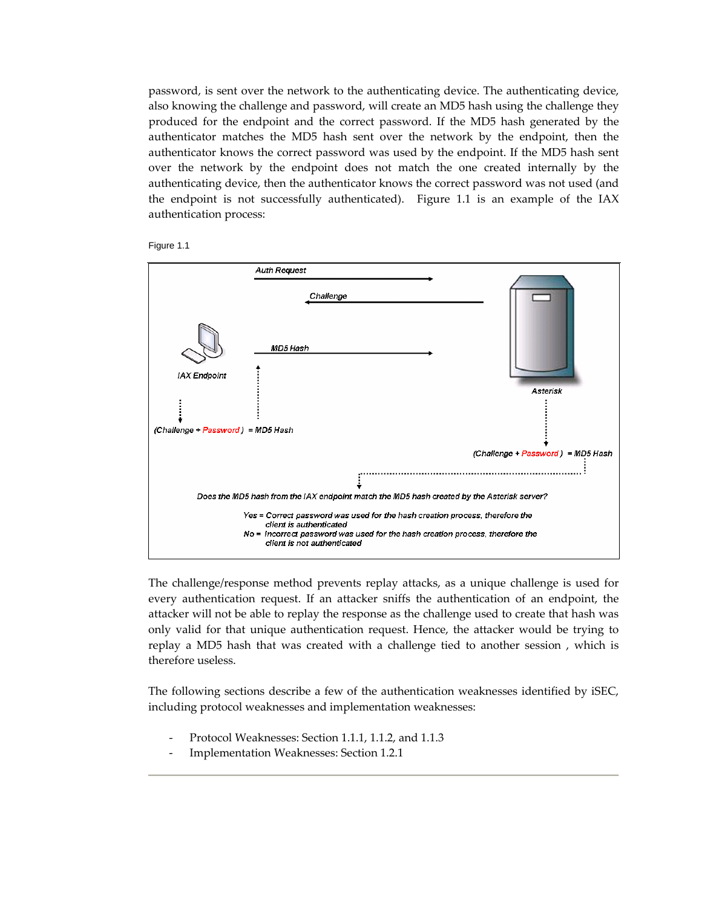password, is sent over the network to the authenticating device. The authenticating device, also knowing the challenge and password, will create an MD5 hash using the challenge they produced for the endpoint and the correct password. If the MD5 hash generated by the authenticator matches the MD5 hash sent over the network by the endpoint, then the authenticator knows the correct password was used by the endpoint. If the MD5 hash sent over the network by the endpoint does not match the one created internally by the authenticating device, then the authenticator knows the correct password was not used (and the endpoint is not successfully authenticated). Figure 1.1 is an example of the IAX authentication process:

Figure 1.1

Auth Request

Challenge

MD5 Hash

IAX Endpoint

Asterisk

(Challenge + Password) = MD5 Hash

(Challenge + Password) = MD5 Hash

Does the MD5 hash from the IAX endpoint match the MD5 hash created by the Asterisk server?

Yes = Correct password was used for the hash creation process, therefore the client is authenticated
No = Incorrect password was used for the hash creation process, therefore the client is not authenticated

The challenge/response method prevents replay attacks, as a unique challenge is used for every authentication request. If an attacker sniffs the authentication of an endpoint, the attacker will not be able to replay the response as the challenge used to create that hash was only valid for that unique authentication request. Hence, the attacker would be trying to replay a MD5 hash that was created with a challenge tied to another session , which is therefore useless.

The following sections describe a few of the authentication weaknesses identified by iSEC, including protocol weaknesses and implementation weaknesses:

- Protocol Weaknesses: Section 1.1.1, 1.1.2, and 1.1.3
- Implementation Weaknesses: Section 1.2.1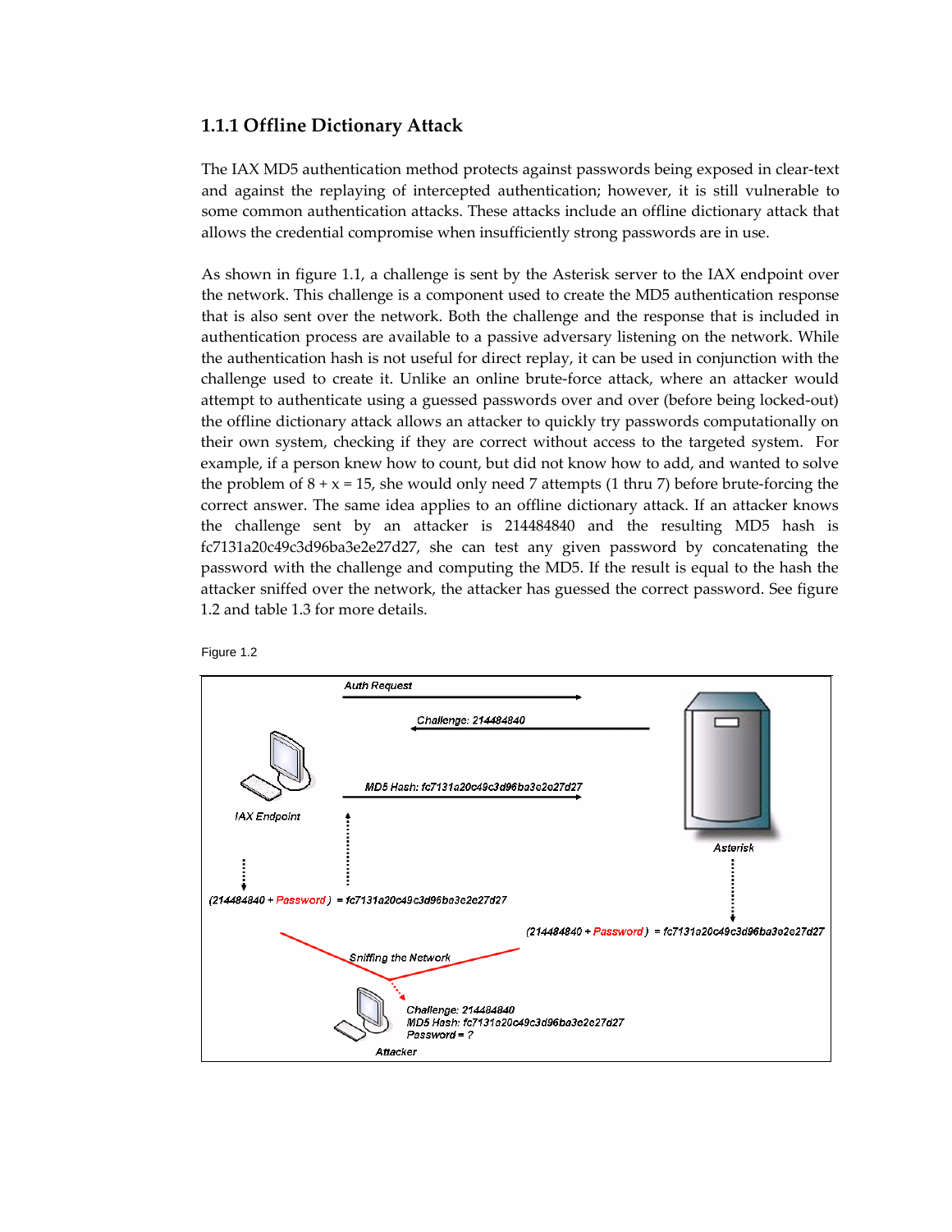### 1.1.1 Offline Dictionary Attack

The IAX MD5 authentication method protects against passwords being exposed in clear-text and against the replaying of intercepted authentication; however, it is still vulnerable to some common authentication attacks. These attacks include an offline dictionary attack that allows the credential compromise when insufficiently strong passwords are in use.

As shown in figure 1.1, a challenge is sent by the Asterisk server to the IAX endpoint over the network. This challenge is a component used to create the MD5 authentication response that is also sent over the network. Both the challenge and the response that is included in authentication process are available to a passive adversary listening on the network. While the authentication hash is not useful for direct replay, it can be used in conjunction with the challenge used to create it. Unlike an online brute-force attack, where an attacker would attempt to authenticate using a guessed passwords over and over (before being locked-out) the offline dictionary attack allows an attacker to quickly try passwords computationally on their own system, checking if they are correct without access to the targeted system. For example, if a person knew how to count, but did not know how to add, and wanted to solve the problem of 8 + x = 15, she would only need 7 attempts (1 thru 7) before brute-forcing the correct answer. The same idea applies to an offline dictionary attack. If an attacker knows the challenge sent by an attacker is 214484840 and the resulting MD5 hash is fc7131a20c49c3d96ba3e2e27d27, she can test any given password by concatenating the password with the challenge and computing the MD5. If the result is equal to the hash the attacker sniffed over the network, the attacker has guessed the correct password. See figure 1.2 and table 1.3 for more details.

Figure 1.2

Auth Request

Challenge: 214484840

MD5 Hash: fc7131a20c49c3d96ba3e2e27d27

IAX Endpoint

Asterisk

(214484840 + Password ) = fc7131a20c49c3d96ba3e2e27d27

(214484840 + Password ) = fc7131a20c49c3d96ba3e2e27d27

Sniffing the Network

Challenge: 214484840
MD5 Hash: fc7131a20c49c3d96ba3e2e27d27
Password = ?

Attacker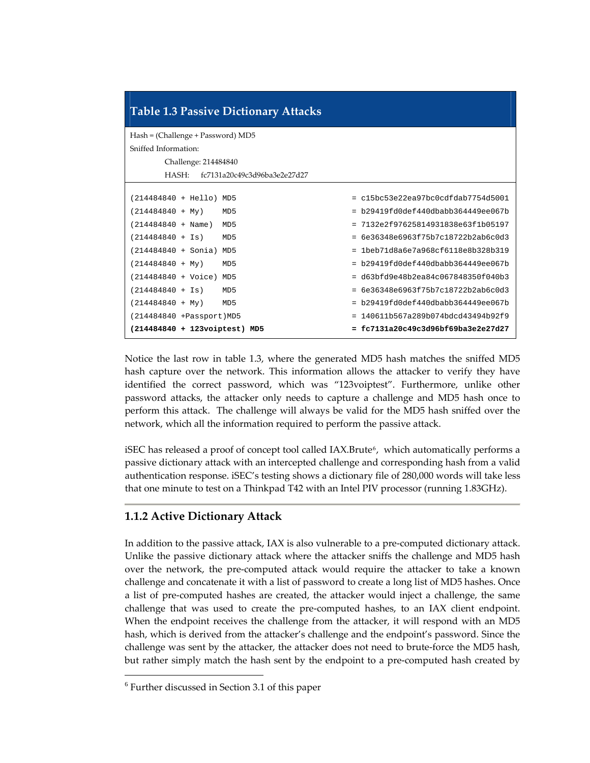**Table 1.3 Passive Dictionary Attacks**

Hash = (Challenge + Password) MD5

Sniffed Information:

Challenge: 214484840

HASH: fc7131a20c49c3d96ba3e2e27d27

```
(214484840 + Hello) MD5                     = c15bc53e22ea97bc0cdfdab7754d5001
(214484840 + My)    MD5                     = b29419fd0def440dbabb364449ee067b
(214484840 + Name)  MD5                     = 7132e2f97625814931838e63f1b05197
(214484840 + Is)    MD5                     = 6e36348e6963f75b7c18722b2ab6c0d3
(214484840 + Sonia) MD5                     = 1beb71d8a6e7a968cf6118e8b328b319
(214484840 + My)    MD5                     = b29419fd0def440dbabb364449ee067b
(214484840 + Voice) MD5                     = d63bfd9e48b2ea84c067848350f040b3
(214484840 + Is)    MD5                     = 6e36348e6963f75b7c18722b2ab6c0d3
(214484840 + My)    MD5                     = b29419fd0def440dbabb364449ee067b
(214484840 +Passport)MD5                    = 140611b567a289b074bdcd43494b92f9
(214484840 + 123voiptest) MD5               = fc7131a20c49c3d96bf69ba3e2e27d27
```

Notice the last row in table 1.3, where the generated MD5 hash matches the sniffed MD5 hash capture over the network. This information allows the attacker to verify they have identified the correct password, which was "123voiptest". Furthermore, unlike other password attacks, the attacker only needs to capture a challenge and MD5 hash once to perform this attack. The challenge will always be valid for the MD5 hash sniffed over the network, which all the information required to perform the passive attack.

iSEC has released a proof of concept tool called IAX.Brute[6], which automatically performs a passive dictionary attack with an intercepted challenge and corresponding hash from a valid authentication response. iSEC's testing shows a dictionary file of 280,000 words will take less that one minute to test on a Thinkpad T42 with an Intel PIV processor (running 1.83GHz).

## 1.1.2 Active Dictionary Attack

In addition to the passive attack, IAX is also vulnerable to a pre-computed dictionary attack. Unlike the passive dictionary attack where the attacker sniffs the challenge and MD5 hash over the network, the pre-computed attack would require the attacker to take a known challenge and concatenate it with a list of password to create a long list of MD5 hashes. Once a list of pre-computed hashes are created, the attacker would inject a challenge, the same challenge that was used to create the pre-computed hashes, to an IAX client endpoint. When the endpoint receives the challenge from the attacker, it will respond with an MD5 hash, which is derived from the attacker's challenge and the endpoint's password. Since the challenge was sent by the attacker, the attacker does not need to brute-force the MD5 hash, but rather simply match the hash sent by the endpoint to a pre-computed hash created by

[6] Further discussed in Section 3.1 of this paper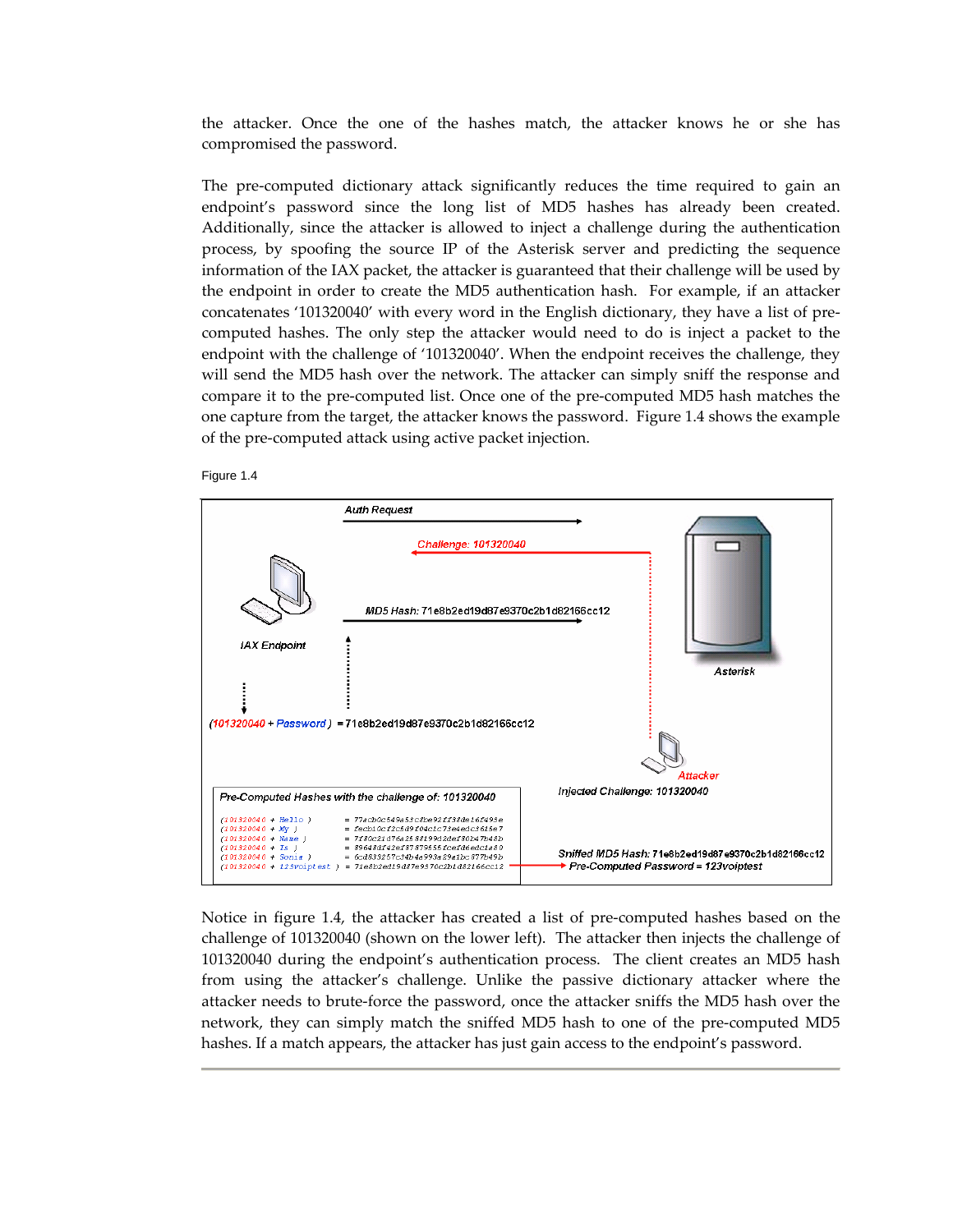the attacker. Once the one of the hashes match, the attacker knows he or she has compromised the password.

The pre-computed dictionary attack significantly reduces the time required to gain an endpoint's password since the long list of MD5 hashes has already been created. Additionally, since the attacker is allowed to inject a challenge during the authentication process, by spoofing the source IP of the Asterisk server and predicting the sequence information of the IAX packet, the attacker is guaranteed that their challenge will be used by the endpoint in order to create the MD5 authentication hash. For example, if an attacker concatenates '101320040' with every word in the English dictionary, they have a list of pre-computed hashes. The only step the attacker would need to do is inject a packet to the endpoint with the challenge of '101320040'. When the endpoint receives the challenge, they will send the MD5 hash over the network. The attacker can simply sniff the response and compare it to the pre-computed list. Once one of the pre-computed MD5 hash matches the one capture from the target, the attacker knows the password. Figure 1.4 shows the example of the pre-computed attack using active packet injection.

Figure 1.4

Auth Request

Challenge: 101320040

MD5 Hash: 71e8b2ed19d87e9370c2b1d82166cc12

IAX Endpoint

Asterisk

(101320040 + Password) = 71e8b2ed19d87e9370c2b1d82166cc12

Attacker

Injected Challenge: 101320040

Pre-Computed Hashes with the challenge of: 101320040

```
(101320040 + Hello )      = 77acb0c549a53c8be92ff38de16f495e
(101320040 + My )         = fecb10cf2c5d9f04c1c73e4edc3615e7
(101320040 + Name )       = 7f80c21d76a2f82199d2def802d7b48b
(101320040 + Is )         = 89648df42ef87879656fcefd6edc1a80
(101320040 + Sonia )      = 6cd833257c34b4a993a29a1bc877b49b
(101320040 + 123voiptest ) = 71e8b2ed19d87e9370c2b1d82166cc12
```

Sniffed MD5 Hash: 71e8b2ed19d87e9370c2b1d82166cc12
Pre-Computed Password = 123voiptest

Notice in figure 1.4, the attacker has created a list of pre-computed hashes based on the challenge of 101320040 (shown on the lower left). The attacker then injects the challenge of 101320040 during the endpoint's authentication process. The client creates an MD5 hash from using the attacker's challenge. Unlike the passive dictionary attacker where the attacker needs to brute-force the password, once the attacker sniffs the MD5 hash over the network, they can simply match the sniffed MD5 hash to one of the pre-computed MD5 hashes. If a match appears, the attacker has just gain access to the endpoint's password.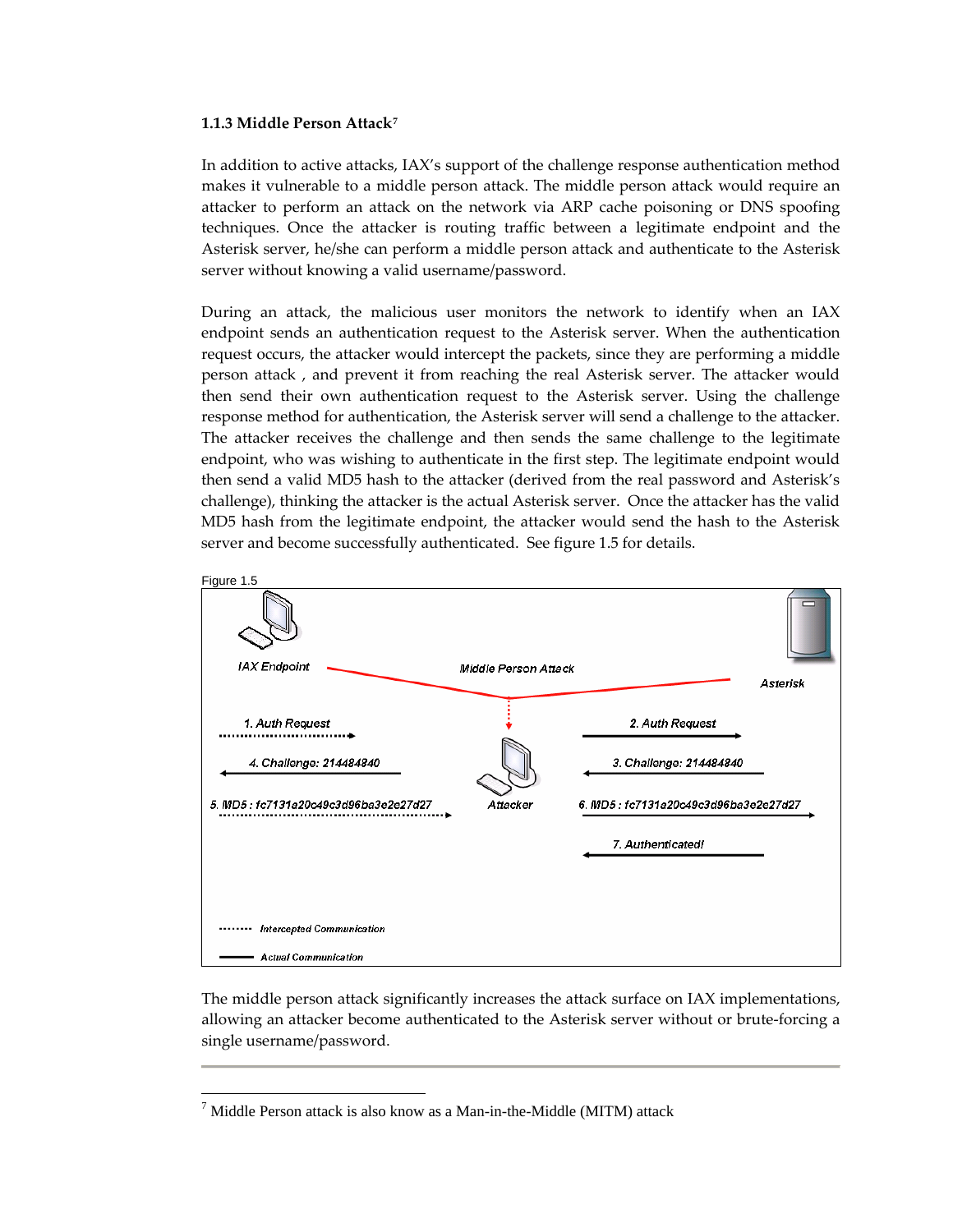### 1.1.3 Middle Person Attack[7]

In addition to active attacks, IAX's support of the challenge response authentication method makes it vulnerable to a middle person attack. The middle person attack would require an attacker to perform an attack on the network via ARP cache poisoning or DNS spoofing techniques. Once the attacker is routing traffic between a legitimate endpoint and the Asterisk server, he/she can perform a middle person attack and authenticate to the Asterisk server without knowing a valid username/password.

During an attack, the malicious user monitors the network to identify when an IAX endpoint sends an authentication request to the Asterisk server. When the authentication request occurs, the attacker would intercept the packets, since they are performing a middle person attack , and prevent it from reaching the real Asterisk server. The attacker would then send their own authentication request to the Asterisk server. Using the challenge response method for authentication, the Asterisk server will send a challenge to the attacker. The attacker receives the challenge and then sends the same challenge to the legitimate endpoint, who was wishing to authenticate in the first step. The legitimate endpoint would then send a valid MD5 hash to the attacker (derived from the real password and Asterisk's challenge), thinking the attacker is the actual Asterisk server. Once the attacker has the valid MD5 hash from the legitimate endpoint, the attacker would send the hash to the Asterisk server and become successfully authenticated. See figure 1.5 for details.

Figure 1.5

IAX Endpoint — Middle Person Attack — Asterisk

1. Auth Request
2. Auth Request
3. Challenge: 214484840
4. Challenge: 214484840
5. MD5 : fc7131a20c49c3d96ba3e2c27d27
6. MD5 : fc7131a20c49c3d96ba3e2c27d27
7. Authenticated!

Attacker

Intercepted Communication

Actual Communication

The middle person attack significantly increases the attack surface on IAX implementations, allowing an attacker become authenticated to the Asterisk server without or brute-forcing a single username/password.

---

[7] Middle Person attack is also know as a Man-in-the-Middle (MITM) attack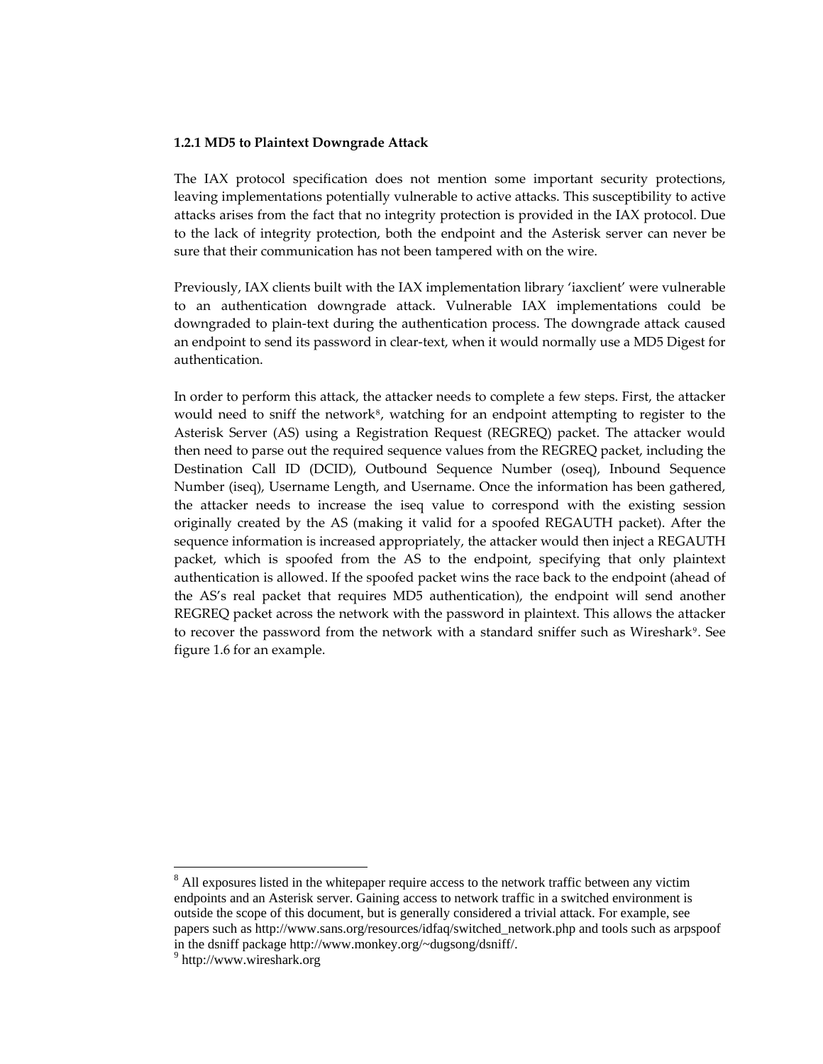### 1.2.1 MD5 to Plaintext Downgrade Attack

The IAX protocol specification does not mention some important security protections, leaving implementations potentially vulnerable to active attacks. This susceptibility to active attacks arises from the fact that no integrity protection is provided in the IAX protocol. Due to the lack of integrity protection, both the endpoint and the Asterisk server can never be sure that their communication has not been tampered with on the wire.

Previously, IAX clients built with the IAX implementation library 'iaxclient' were vulnerable to an authentication downgrade attack. Vulnerable IAX implementations could be downgraded to plain-text during the authentication process. The downgrade attack caused an endpoint to send its password in clear-text, when it would normally use a MD5 Digest for authentication.

In order to perform this attack, the attacker needs to complete a few steps. First, the attacker would need to sniff the network[8], watching for an endpoint attempting to register to the Asterisk Server (AS) using a Registration Request (REGREQ) packet. The attacker would then need to parse out the required sequence values from the REGREQ packet, including the Destination Call ID (DCID), Outbound Sequence Number (oseq), Inbound Sequence Number (iseq), Username Length, and Username. Once the information has been gathered, the attacker needs to increase the iseq value to correspond with the existing session originally created by the AS (making it valid for a spoofed REGAUTH packet). After the sequence information is increased appropriately, the attacker would then inject a REGAUTH packet, which is spoofed from the AS to the endpoint, specifying that only plaintext authentication is allowed. If the spoofed packet wins the race back to the endpoint (ahead of the AS's real packet that requires MD5 authentication), the endpoint will send another REGREQ packet across the network with the password in plaintext. This allows the attacker to recover the password from the network with a standard sniffer such as Wireshark[9]. See figure 1.6 for an example.

---

[8] All exposures listed in the whitepaper require access to the network traffic between any victim endpoints and an Asterisk server. Gaining access to network traffic in a switched environment is outside the scope of this document, but is generally considered a trivial attack. For example, see papers such as http://www.sans.org/resources/idfaq/switched_network.php and tools such as arpspoof in the dsniff package http://www.monkey.org/~dugsong/dsniff/.

[9] http://www.wireshark.org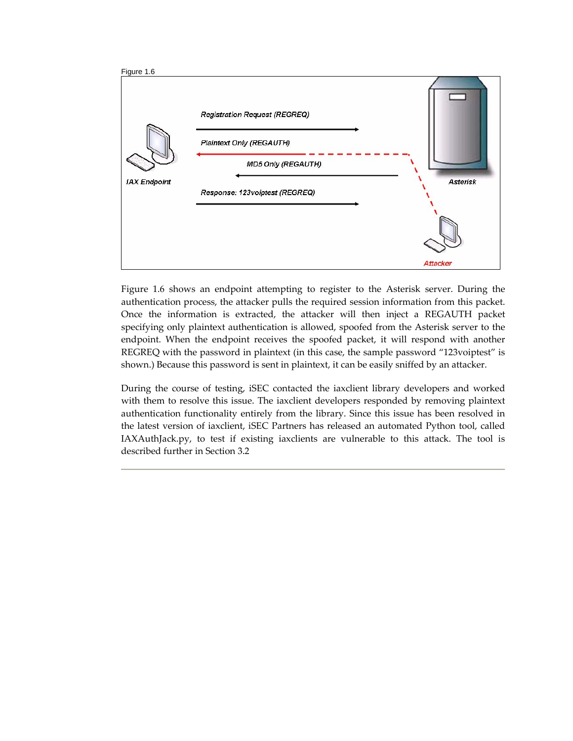Figure 1.6

Registration Request (REGREQ)

Plaintext Only (REGAUTH)

MD5 Only (REGAUTH)

Response: 123voiptest (REGREQ)

IAX Endpoint

Asterisk

Attacker

Figure 1.6 shows an endpoint attempting to register to the Asterisk server. During the authentication process, the attacker pulls the required session information from this packet. Once the information is extracted, the attacker will then inject a REGAUTH packet specifying only plaintext authentication is allowed, spoofed from the Asterisk server to the endpoint. When the endpoint receives the spoofed packet, it will respond with another REGREQ with the password in plaintext (in this case, the sample password "123voiptest" is shown.) Because this password is sent in plaintext, it can be easily sniffed by an attacker.

During the course of testing, iSEC contacted the iaxclient library developers and worked with them to resolve this issue. The iaxclient developers responded by removing plaintext authentication functionality entirely from the library. Since this issue has been resolved in the latest version of iaxclient, iSEC Partners has released an automated Python tool, called IAXAuthJack.py, to test if existing iaxclients are vulnerable to this attack. The tool is described further in Section 3.2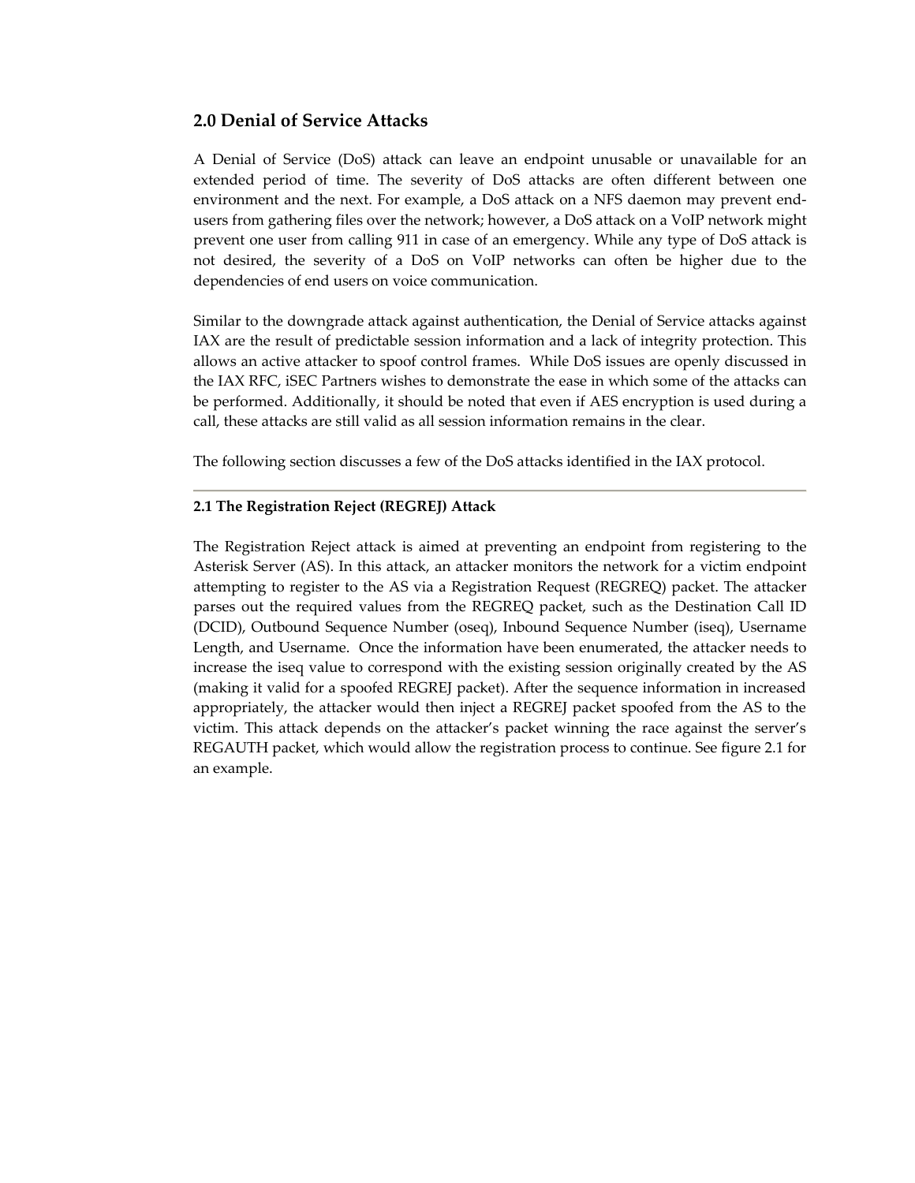## 2.0 Denial of Service Attacks

A Denial of Service (DoS) attack can leave an endpoint unusable or unavailable for an extended period of time. The severity of DoS attacks are often different between one environment and the next. For example, a DoS attack on a NFS daemon may prevent end-users from gathering files over the network; however, a DoS attack on a VoIP network might prevent one user from calling 911 in case of an emergency. While any type of DoS attack is not desired, the severity of a DoS on VoIP networks can often be higher due to the dependencies of end users on voice communication.

Similar to the downgrade attack against authentication, the Denial of Service attacks against IAX are the result of predictable session information and a lack of integrity protection. This allows an active attacker to spoof control frames. While DoS issues are openly discussed in the IAX RFC, iSEC Partners wishes to demonstrate the ease in which some of the attacks can be performed. Additionally, it should be noted that even if AES encryption is used during a call, these attacks are still valid as all session information remains in the clear.

The following section discusses a few of the DoS attacks identified in the IAX protocol.

---

### 2.1 The Registration Reject (REGREJ) Attack

The Registration Reject attack is aimed at preventing an endpoint from registering to the Asterisk Server (AS). In this attack, an attacker monitors the network for a victim endpoint attempting to register to the AS via a Registration Request (REGREQ) packet. The attacker parses out the required values from the REGREQ packet, such as the Destination Call ID (DCID), Outbound Sequence Number (oseq), Inbound Sequence Number (iseq), Username Length, and Username. Once the information have been enumerated, the attacker needs to increase the iseq value to correspond with the existing session originally created by the AS (making it valid for a spoofed REGREJ packet). After the sequence information in increased appropriately, the attacker would then inject a REGREJ packet spoofed from the AS to the victim. This attack depends on the attacker's packet winning the race against the server's REGAUTH packet, which would allow the registration process to continue. See figure 2.1 for an example.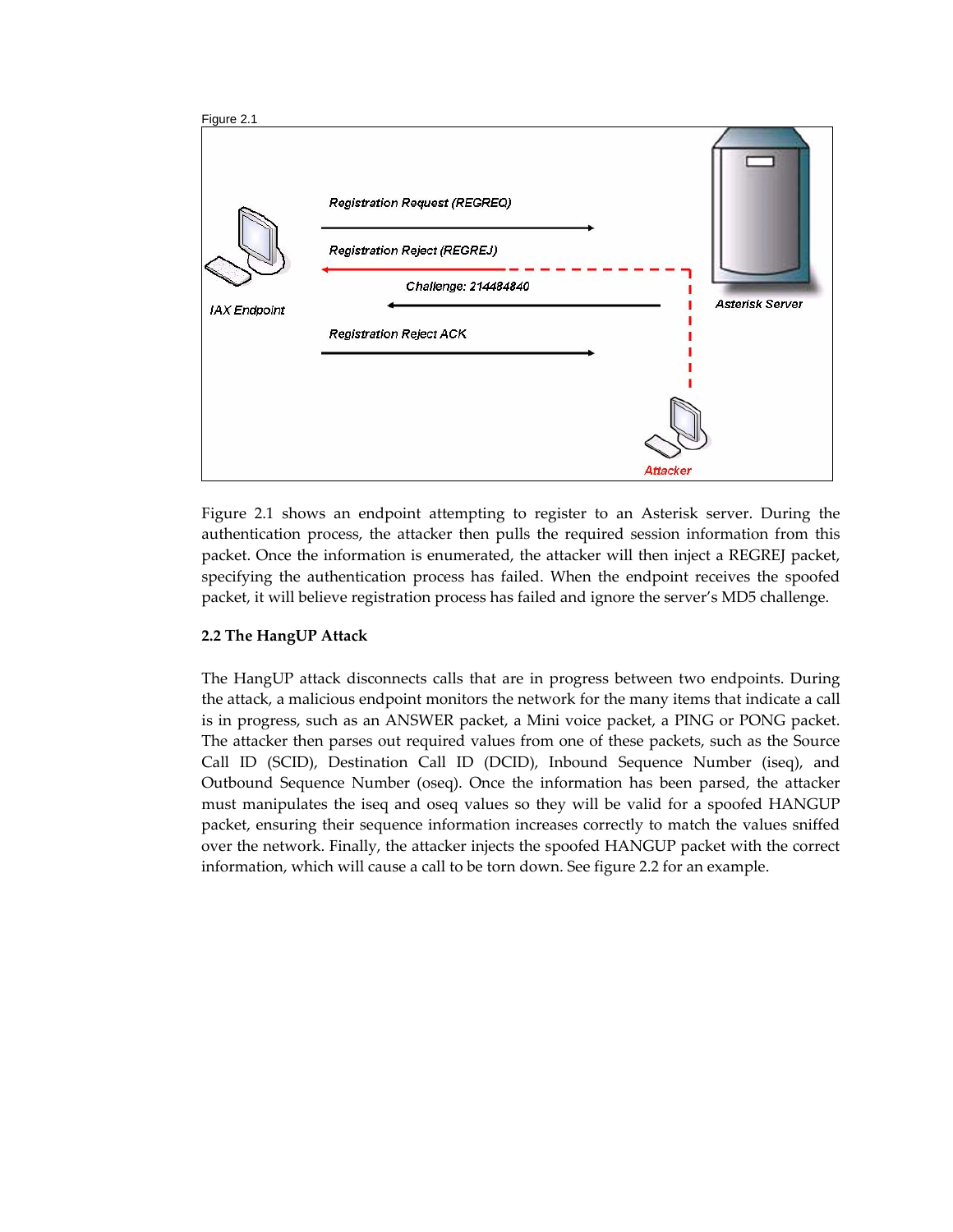Figure 2.1

Registration Request (REGREQ)

Registration Reject (REGREJ)

Challenge: 214484840

IAX Endpoint

Asterisk Server

Registration Reject ACK

Attacker

Figure 2.1 shows an endpoint attempting to register to an Asterisk server. During the authentication process, the attacker then pulls the required session information from this packet. Once the information is enumerated, the attacker will then inject a REGREJ packet, specifying the authentication process has failed. When the endpoint receives the spoofed packet, it will believe registration process has failed and ignore the server's MD5 challenge.

**2.2 The HangUP Attack**

The HangUP attack disconnects calls that are in progress between two endpoints. During the attack, a malicious endpoint monitors the network for the many items that indicate a call is in progress, such as an ANSWER packet, a Mini voice packet, a PING or PONG packet. The attacker then parses out required values from one of these packets, such as the Source Call ID (SCID), Destination Call ID (DCID), Inbound Sequence Number (iseq), and Outbound Sequence Number (oseq). Once the information has been parsed, the attacker must manipulates the iseq and oseq values so they will be valid for a spoofed HANGUP packet, ensuring their sequence information increases correctly to match the values sniffed over the network. Finally, the attacker injects the spoofed HANGUP packet with the correct information, which will cause a call to be torn down. See figure 2.2 for an example.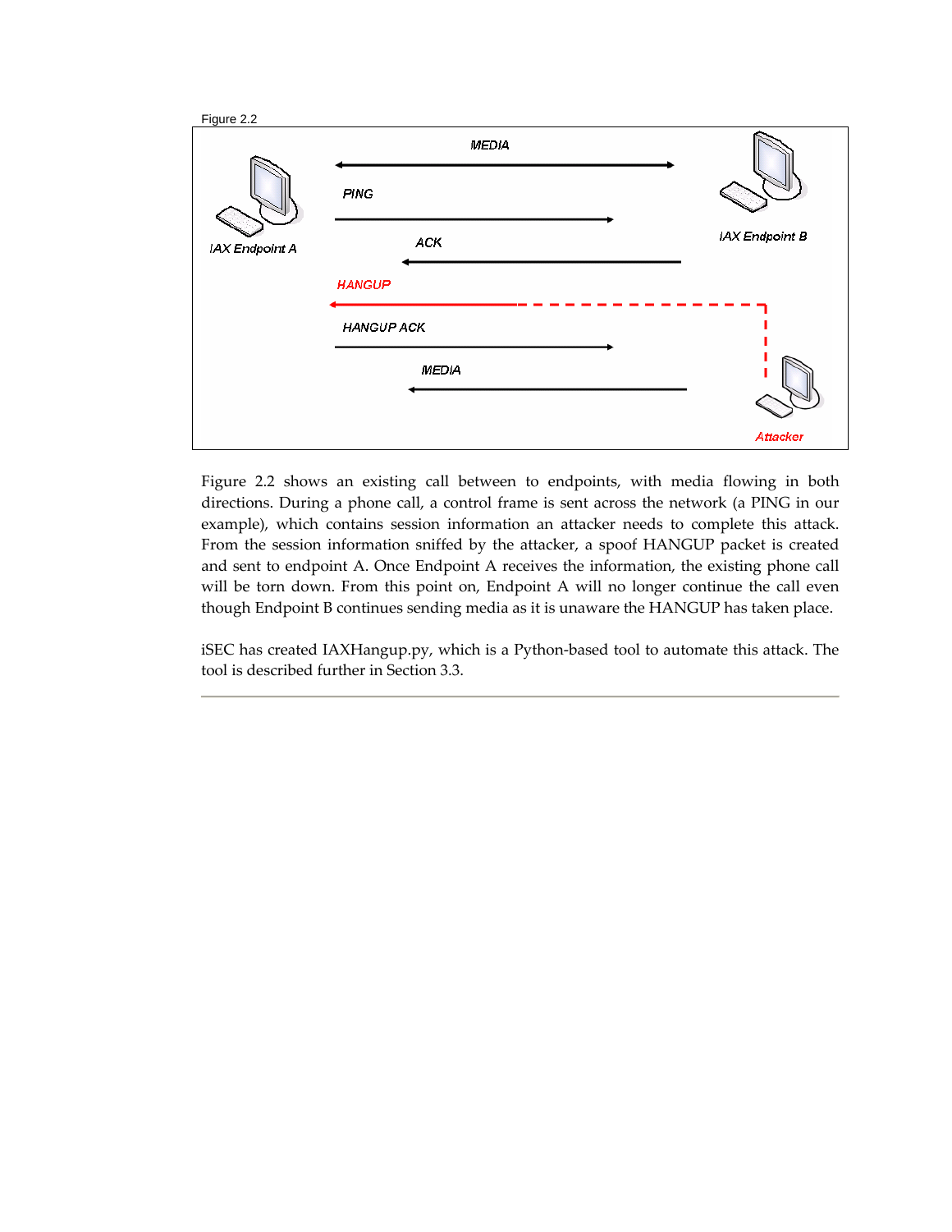Figure 2.2

Figure 2.2 shows an existing call between to endpoints, with media flowing in both directions. During a phone call, a control frame is sent across the network (a PING in our example), which contains session information an attacker needs to complete this attack. From the session information sniffed by the attacker, a spoof HANGUP packet is created and sent to endpoint A. Once Endpoint A receives the information, the existing phone call will be torn down. From this point on, Endpoint A will no longer continue the call even though Endpoint B continues sending media as it is unaware the HANGUP has taken place.

iSEC has created IAXHangup.py, which is a Python-based tool to automate this attack. The tool is described further in Section 3.3.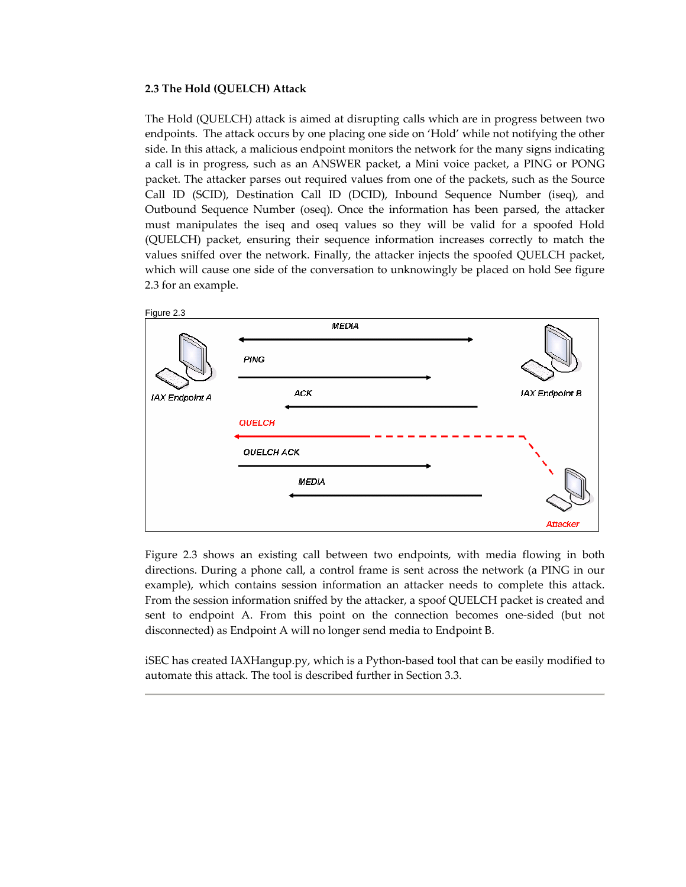**2.3 The Hold (QUELCH) Attack**

The Hold (QUELCH) attack is aimed at disrupting calls which are in progress between two endpoints. The attack occurs by one placing one side on 'Hold' while not notifying the other side. In this attack, a malicious endpoint monitors the network for the many signs indicating a call is in progress, such as an ANSWER packet, a Mini voice packet, a PING or PONG packet. The attacker parses out required values from one of the packets, such as the Source Call ID (SCID), Destination Call ID (DCID), Inbound Sequence Number (iseq), and Outbound Sequence Number (oseq). Once the information has been parsed, the attacker must manipulates the iseq and oseq values so they will be valid for a spoofed Hold (QUELCH) packet, ensuring their sequence information increases correctly to match the values sniffed over the network. Finally, the attacker injects the spoofed QUELCH packet, which will cause one side of the conversation to unknowingly be placed on hold See figure 2.3 for an example.

Figure 2.3

Figure 2.3 shows an existing call between two endpoints, with media flowing in both directions. During a phone call, a control frame is sent across the network (a PING in our example), which contains session information an attacker needs to complete this attack. From the session information sniffed by the attacker, a spoof QUELCH packet is created and sent to endpoint A. From this point on the connection becomes one-sided (but not disconnected) as Endpoint A will no longer send media to Endpoint B.

iSEC has created IAXHangup.py, which is a Python-based tool that can be easily modified to automate this attack. The tool is described further in Section 3.3.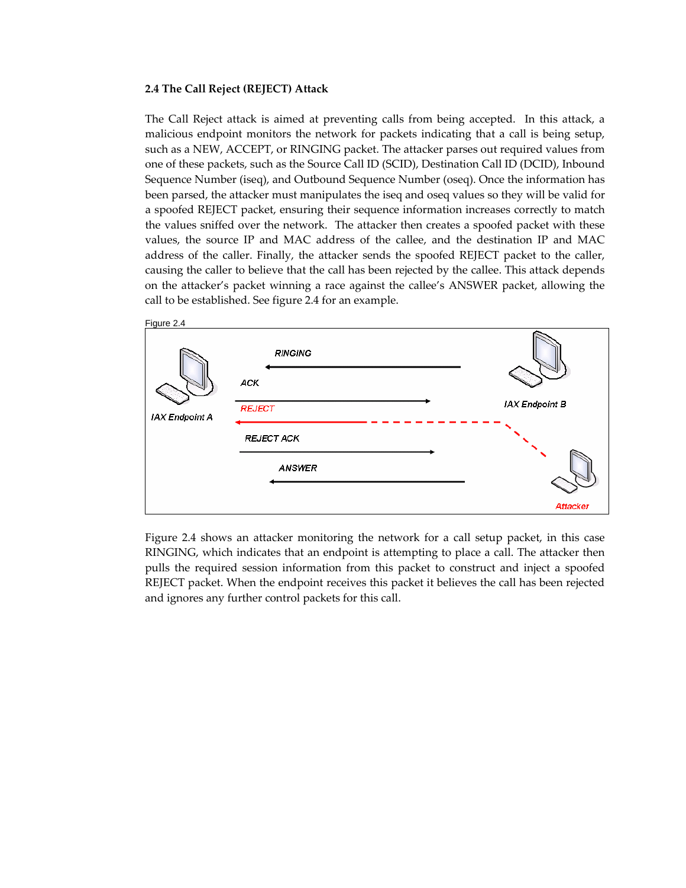**2.4 The Call Reject (REJECT) Attack**

The Call Reject attack is aimed at preventing calls from being accepted. In this attack, a malicious endpoint monitors the network for packets indicating that a call is being setup, such as a NEW, ACCEPT, or RINGING packet. The attacker parses out required values from one of these packets, such as the Source Call ID (SCID), Destination Call ID (DCID), Inbound Sequence Number (iseq), and Outbound Sequence Number (oseq). Once the information has been parsed, the attacker must manipulates the iseq and oseq values so they will be valid for a spoofed REJECT packet, ensuring their sequence information increases correctly to match the values sniffed over the network. The attacker then creates a spoofed packet with these values, the source IP and MAC address of the callee, and the destination IP and MAC address of the caller. Finally, the attacker sends the spoofed REJECT packet to the caller, causing the caller to believe that the call has been rejected by the callee. This attack depends on the attacker's packet winning a race against the callee's ANSWER packet, allowing the call to be established. See figure 2.4 for an example.

Figure 2.4

Figure 2.4 shows an attacker monitoring the network for a call setup packet, in this case RINGING, which indicates that an endpoint is attempting to place a call. The attacker then pulls the required session information from this packet to construct and inject a spoofed REJECT packet. When the endpoint receives this packet it believes the call has been rejected and ignores any further control packets for this call.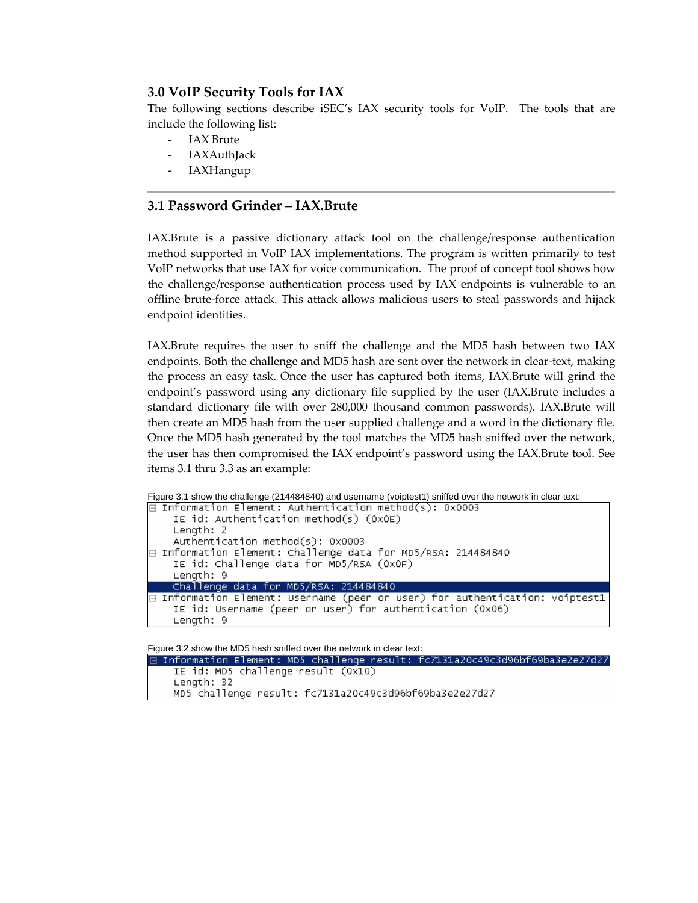## 3.0 VoIP Security Tools for IAX

The following sections describe iSEC's IAX security tools for VoIP. The tools that are include the following list:

- IAX Brute
- IAXAuthJack
- IAXHangup

---

## 3.1 Password Grinder – IAX.Brute

IAX.Brute is a passive dictionary attack tool on the challenge/response authentication method supported in VoIP IAX implementations. The program is written primarily to test VoIP networks that use IAX for voice communication. The proof of concept tool shows how the challenge/response authentication process used by IAX endpoints is vulnerable to an offline brute-force attack. This attack allows malicious users to steal passwords and hijack endpoint identities.

IAX.Brute requires the user to sniff the challenge and the MD5 hash between two IAX endpoints. Both the challenge and MD5 hash are sent over the network in clear-text, making the process an easy task. Once the user has captured both items, IAX.Brute will grind the endpoint's password using any dictionary file supplied by the user (IAX.Brute includes a standard dictionary file with over 280,000 thousand common passwords). IAX.Brute will then create an MD5 hash from the user supplied challenge and a word in the dictionary file. Once the MD5 hash generated by the tool matches the MD5 hash sniffed over the network, the user has then compromised the IAX endpoint's password using the IAX.Brute tool. See items 3.1 thru 3.3 as an example:

Figure 3.1 show the challenge (214484840) and username (voiptest1) sniffed over the network in clear text:

```
⊟ Information Element: Authentication method(s): 0x0003
    IE id: Authentication method(s) (0x0E)
    Length: 2
    Authentication method(s): 0x0003
⊟ Information Element: Challenge data for MD5/RSA: 214484840
    IE id: Challenge data for MD5/RSA (0x0F)
    Length: 9
    Challenge data for MD5/RSA: 214484840
⊟ Information Element: Username (peer or user) for authentication: voiptest1
    IE id: Username (peer or user) for authentication (0x06)
    Length: 9
```

Figure 3.2 show the MD5 hash sniffed over the network in clear text:

```
⊟ Information Element: MD5 challenge result: fc7131a20c49c3d96bf69ba3e2e27d27
    IE id: MD5 challenge result (0x10)
    Length: 32
    MD5 challenge result: fc7131a20c49c3d96bf69ba3e2e27d27
```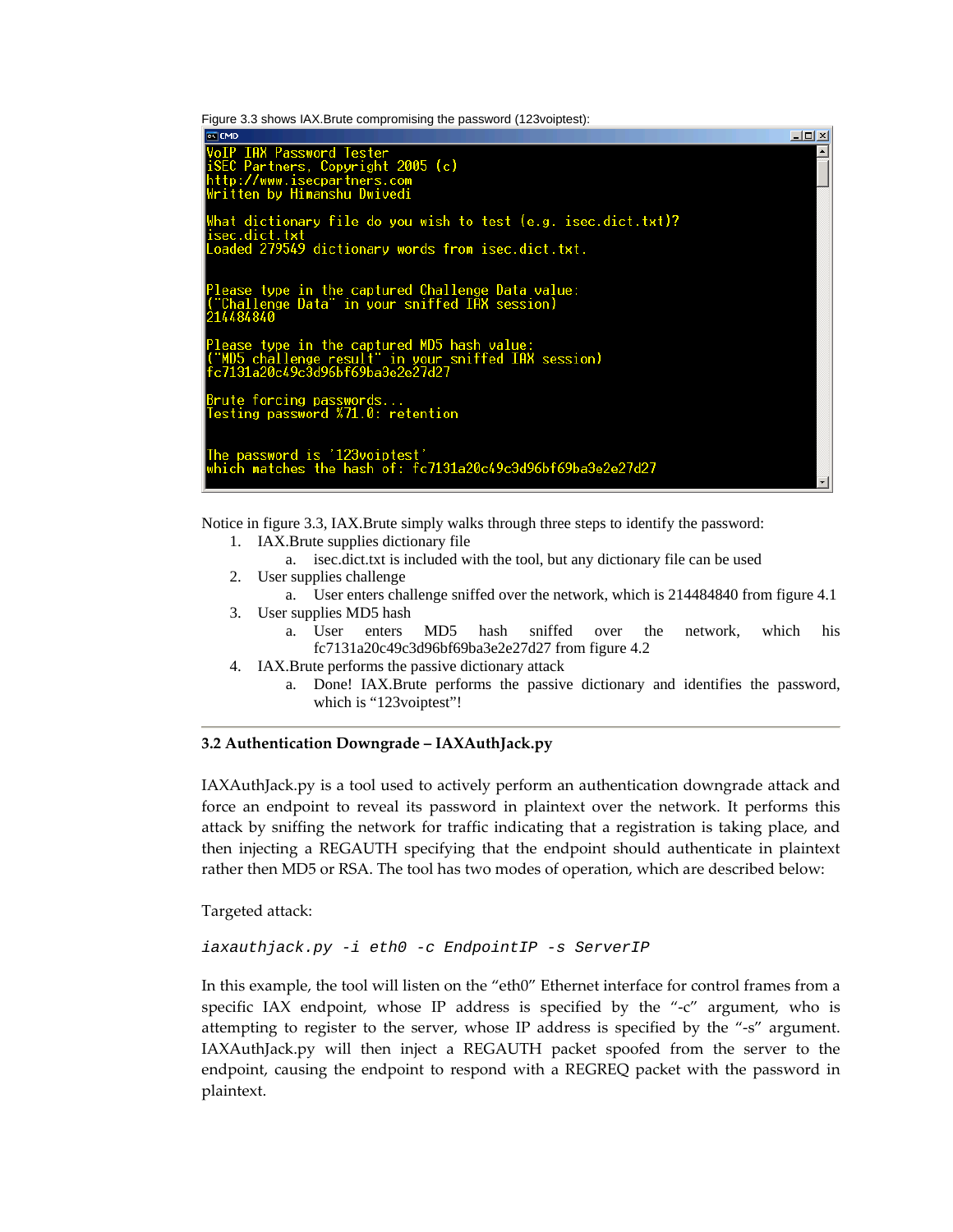Figure 3.3 shows IAX.Brute compromising the password (123voiptest):

```
VoIP IAX Password Tester
iSEC Partners, Copyright 2005 (c)
http://www.isecpartners.com
Written by Himanshu Dwivedi

What dictionary file do you wish to test (e.g. isec.dict.txt)?
isec.dict.txt
Loaded 279549 dictionary words from isec.dict.txt.


Please type in the captured Challenge Data value:
("Challenge Data" in your sniffed IAX session)
214484840

Please type in the captured MD5 hash value:
("MD5 challenge result" in your sniffed IAX session)
fc7131a20c49c3d96bf69ba3e2e27d27

Brute forcing passwords...
Testing password %71.0: retention


The password is '123voiptest'
which matches the hash of: fc7131a20c49c3d96bf69ba3e2e27d27
```

Notice in figure 3.3, IAX.Brute simply walks through three steps to identify the password:

1. IAX.Brute supplies dictionary file
   a. isec.dict.txt is included with the tool, but any dictionary file can be used
2. User supplies challenge
   a. User enters challenge sniffed over the network, which is 214484840 from figure 4.1
3. User supplies MD5 hash
   a. User enters MD5 hash sniffed over the network, which his fc7131a20c49c3d96bf69ba3e2e27d27 from figure 4.2
4. IAX.Brute performs the passive dictionary attack
   a. Done! IAX.Brute performs the passive dictionary and identifies the password, which is "123voiptest"!

---

### 3.2 Authentication Downgrade – IAXAuthJack.py

IAXAuthJack.py is a tool used to actively perform an authentication downgrade attack and force an endpoint to reveal its password in plaintext over the network. It performs this attack by sniffing the network for traffic indicating that a registration is taking place, and then injecting a REGAUTH specifying that the endpoint should authenticate in plaintext rather then MD5 or RSA. The tool has two modes of operation, which are described below:

Targeted attack:

*iaxauthjack.py -i eth0 -c EndpointIP -s ServerIP*

In this example, the tool will listen on the "eth0" Ethernet interface for control frames from a specific IAX endpoint, whose IP address is specified by the "-c" argument, who is attempting to register to the server, whose IP address is specified by the "-s" argument. IAXAuthJack.py will then inject a REGAUTH packet spoofed from the server to the endpoint, causing the endpoint to respond with a REGREQ packet with the password in plaintext.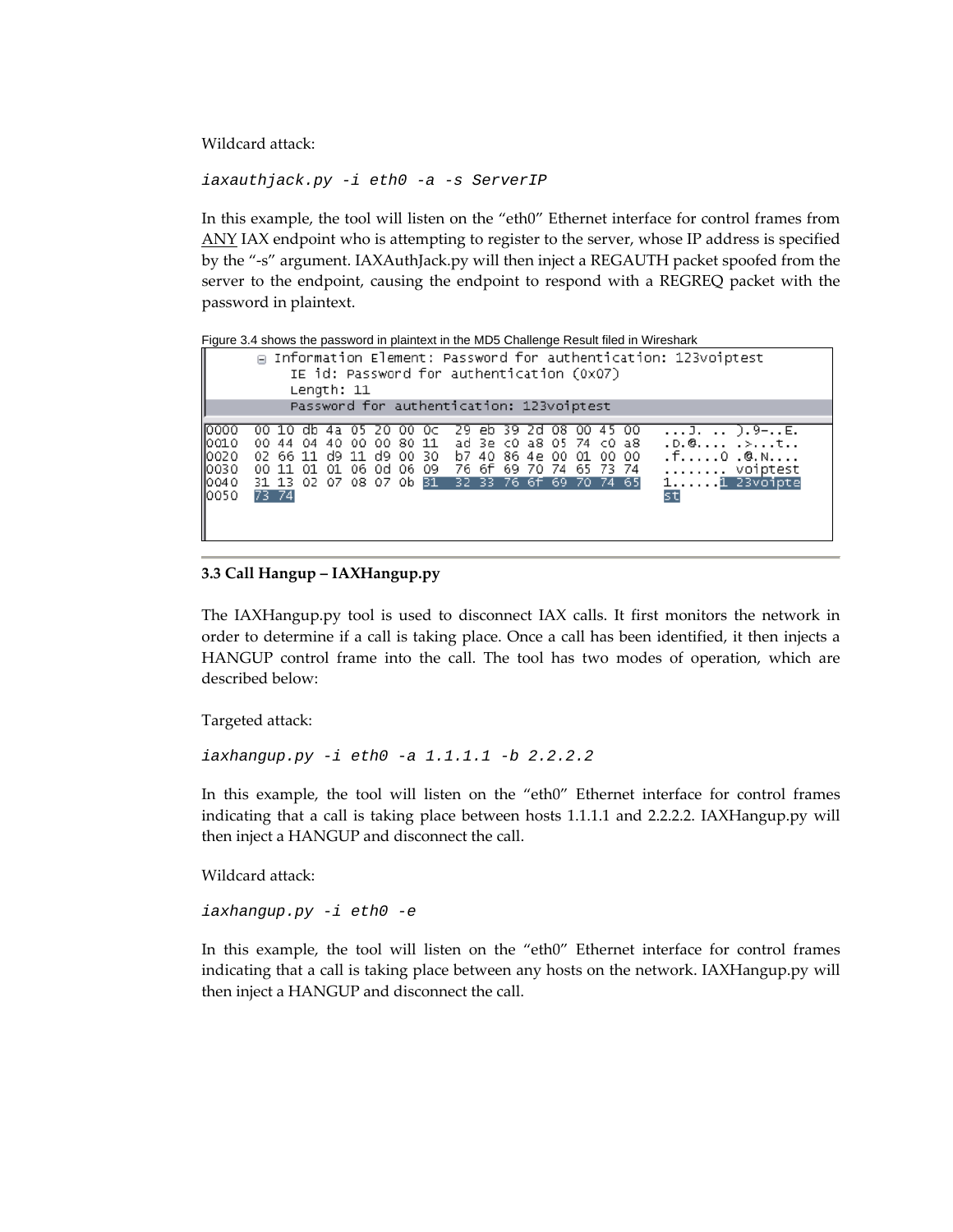Wildcard attack:

*iaxauthjack.py -i eth0 -a -s ServerIP*

In this example, the tool will listen on the "eth0" Ethernet interface for control frames from ANY IAX endpoint who is attempting to register to the server, whose IP address is specified by the "-s" argument. IAXAuthJack.py will then inject a REGAUTH packet spoofed from the server to the endpoint, causing the endpoint to respond with a REGREQ packet with the password in plaintext.

Figure 3.4 shows the password in plaintext in the MD5 Challenge Result filed in Wireshark

```
⊟ Information Element: Password for authentication: 123voiptest
    IE id: Password for authentication (0x07)
    Length: 11
    Password for authentication: 123voiptest

0000  00 10 db 4a 05 20 00 0c  29 eb 39 2d 08 00 45 00   ...J. .. ).9-..E.
0010  00 44 04 40 00 00 80 11  ad 3e c0 a8 05 74 c0 a8   .D.@.... .>...t..
0020  02 66 11 d9 11 d9 00 30  b7 40 86 4e 00 01 00 00   .f.....0 .@.N....
0030  00 11 01 01 06 0d 06 09  76 6f 69 70 74 65 73 74   ........ voiptest
0040  31 13 02 07 08 07 0b 31  32 33 76 6f 69 70 74 65   1......1 23voipte
0050  73 74                                              st
```

### 3.3 Call Hangup – IAXHangup.py

The IAXHangup.py tool is used to disconnect IAX calls. It first monitors the network in order to determine if a call is taking place. Once a call has been identified, it then injects a HANGUP control frame into the call. The tool has two modes of operation, which are described below:

Targeted attack:

*iaxhangup.py -i eth0 -a 1.1.1.1 -b 2.2.2.2*

In this example, the tool will listen on the "eth0" Ethernet interface for control frames indicating that a call is taking place between hosts 1.1.1.1 and 2.2.2.2. IAXHangup.py will then inject a HANGUP and disconnect the call.

Wildcard attack:

*iaxhangup.py -i eth0 -e*

In this example, the tool will listen on the "eth0" Ethernet interface for control frames indicating that a call is taking place between any hosts on the network. IAXHangup.py will then inject a HANGUP and disconnect the call.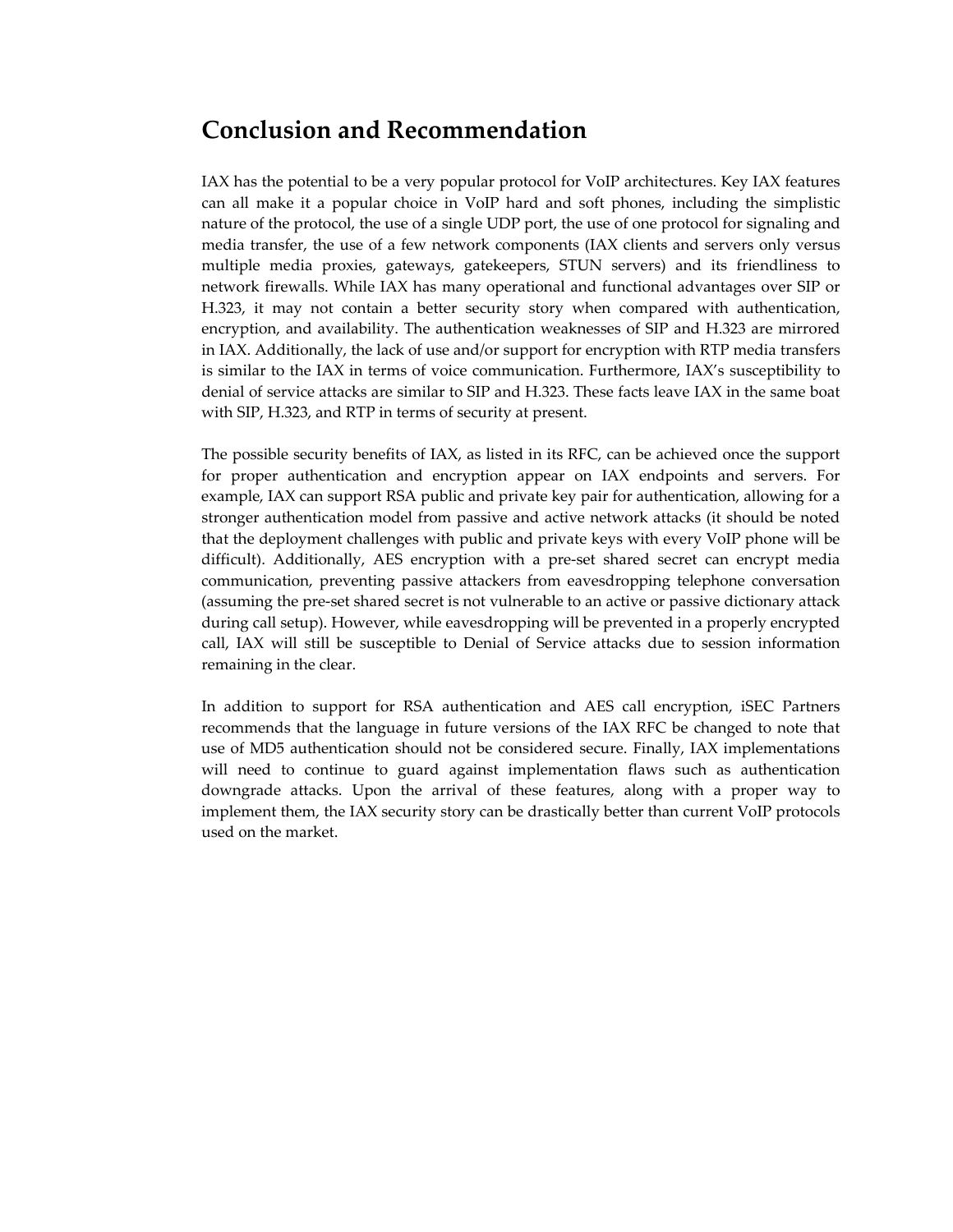## Conclusion and Recommendation

IAX has the potential to be a very popular protocol for VoIP architectures. Key IAX features can all make it a popular choice in VoIP hard and soft phones, including the simplistic nature of the protocol, the use of a single UDP port, the use of one protocol for signaling and media transfer, the use of a few network components (IAX clients and servers only versus multiple media proxies, gateways, gatekeepers, STUN servers) and its friendliness to network firewalls. While IAX has many operational and functional advantages over SIP or H.323, it may not contain a better security story when compared with authentication, encryption, and availability. The authentication weaknesses of SIP and H.323 are mirrored in IAX. Additionally, the lack of use and/or support for encryption with RTP media transfers is similar to the IAX in terms of voice communication. Furthermore, IAX's susceptibility to denial of service attacks are similar to SIP and H.323. These facts leave IAX in the same boat with SIP, H.323, and RTP in terms of security at present.

The possible security benefits of IAX, as listed in its RFC, can be achieved once the support for proper authentication and encryption appear on IAX endpoints and servers. For example, IAX can support RSA public and private key pair for authentication, allowing for a stronger authentication model from passive and active network attacks (it should be noted that the deployment challenges with public and private keys with every VoIP phone will be difficult). Additionally, AES encryption with a pre-set shared secret can encrypt media communication, preventing passive attackers from eavesdropping telephone conversation (assuming the pre-set shared secret is not vulnerable to an active or passive dictionary attack during call setup). However, while eavesdropping will be prevented in a properly encrypted call, IAX will still be susceptible to Denial of Service attacks due to session information remaining in the clear.

In addition to support for RSA authentication and AES call encryption, iSEC Partners recommends that the language in future versions of the IAX RFC be changed to note that use of MD5 authentication should not be considered secure. Finally, IAX implementations will need to continue to guard against implementation flaws such as authentication downgrade attacks. Upon the arrival of these features, along with a proper way to implement them, the IAX security story can be drastically better than current VoIP protocols used on the market.